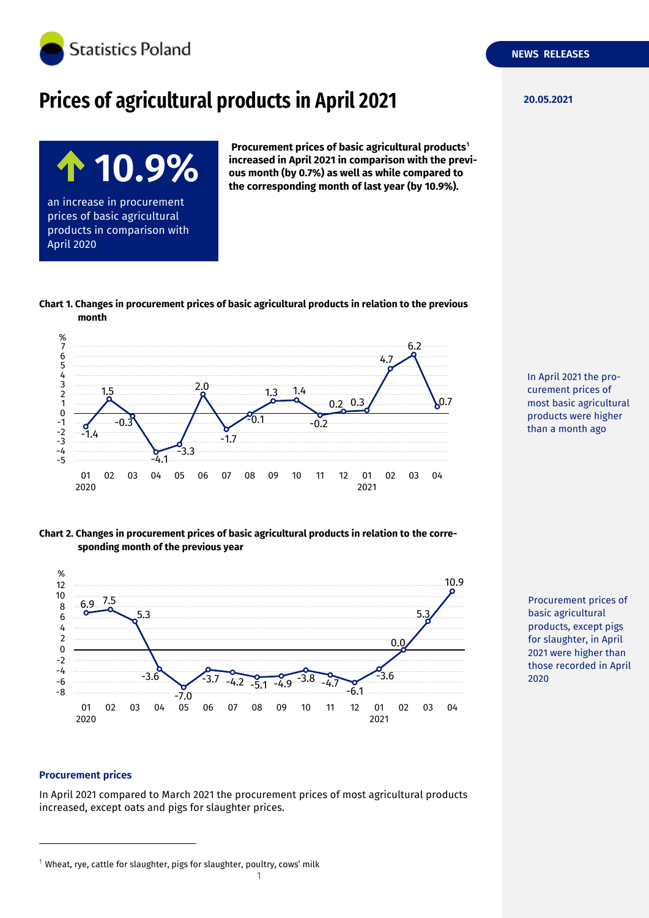# Prices of agricultural products in April 2021

20.05.2021

**↑ 10.9%**

an increase in procurement prices of basic agricultural products in comparison with April 2020

**Procurement prices of basic agricultural products[1] increased in April 2021 in comparison with the previous month (by 0.7%) as well as while compared to the corresponding month of last year (by 10.9%).**

**Chart 1. Changes in procurement prices of basic agricultural products in relation to the previous month**

| Month | 01 2020 | 02 | 03 | 04 | 05 | 06 | 07 | 08 | 09 | 10 | 11 | 12 | 01 2021 | 02 | 03 | 04 |
|---|---|---|---|---|---|---|---|---|---|---|---|---|---|---|---|---|
| % | -1.4 | 1.5 | -0.3 | -4.1 | -3.3 | 2.0 | -1.7 | -0.1 | 1.3 | 1.4 | -0.2 | 0.2 | 0.3 | 4.7 | 6.2 | 0.7 |

In April 2021 the procurement prices of most basic agricultural products were higher than a month ago

**Chart 2. Changes in procurement prices of basic agricultural products in relation to the corresponding month of the previous year**

| Month | 01 2020 | 02 | 03 | 04 | 05 | 06 | 07 | 08 | 09 | 10 | 11 | 12 | 01 2021 | 02 | 03 | 04 |
|---|---|---|---|---|---|---|---|---|---|---|---|---|---|---|---|---|
| % | 6.9 | 7.5 | 5.3 | -3.6 | -7.0 | -3.7 | -4.2 | -5.1 | -4.9 | -3.8 | -4.7 | -6.1 | -3.6 | 0.0 | 5.3 | 10.9 |

Procurement prices of basic agricultural products, except pigs for slaughter, in April 2021 were higher than those recorded in April 2020

### Procurement prices

In April 2021 compared to March 2021 the procurement prices of most agricultural products increased, except oats and pigs for slaughter prices.

[1] Wheat, rye, cattle for slaughter, pigs for slaughter, poultry, cows' milk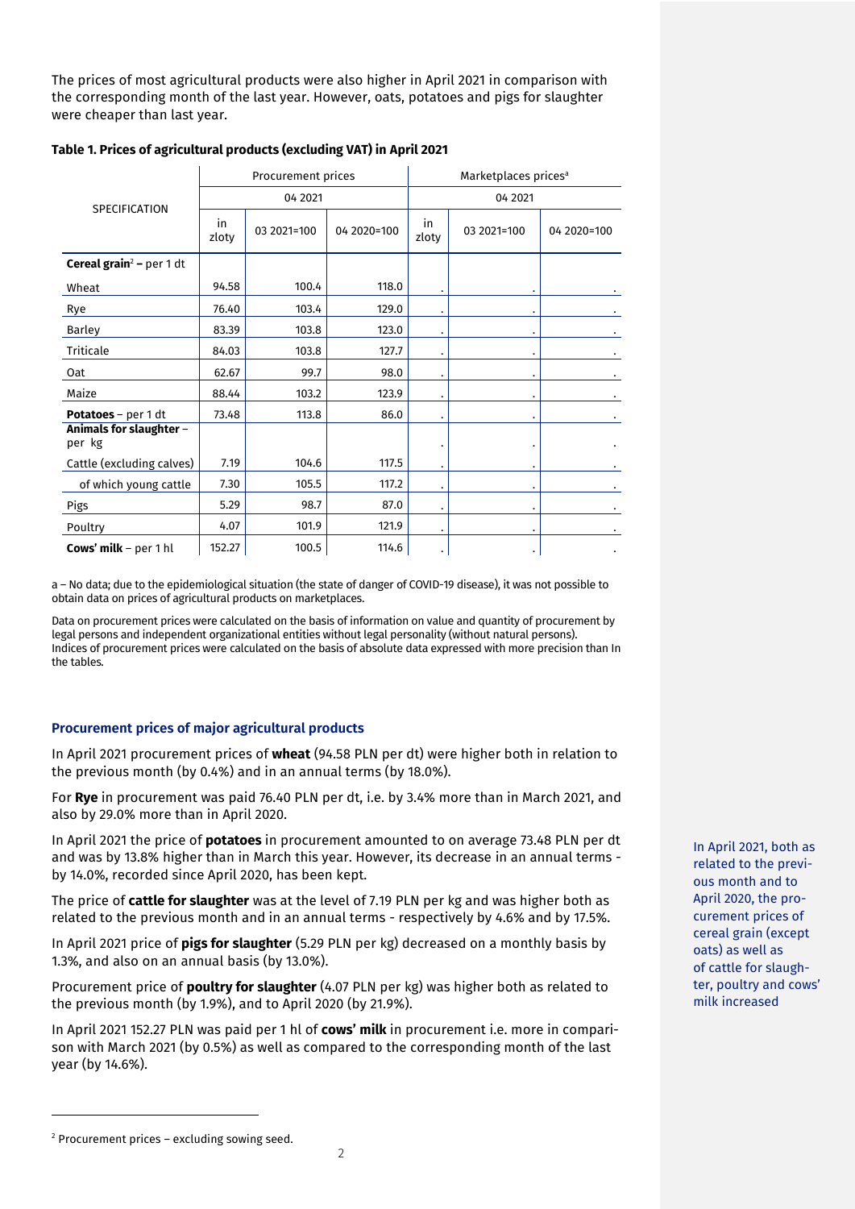The prices of most agricultural products were also higher in April 2021 in comparison with the corresponding month of the last year. However, oats, potatoes and pigs for slaughter were cheaper than last year.

**Table 1. Prices of agricultural products (excluding VAT) in April 2021**

| SPECIFICATION | Procurement prices | | | Marketplaces prices[a] | | |
|---|---|---|---|---|---|---|
| | 04 2021 | | | 04 2021 | | |
| | in zloty | 03 2021=100 | 04 2020=100 | in zloty | 03 2021=100 | 04 2020=100 |
| **Cereal grain**[2] **–** per 1 dt | | | | | | |
| Wheat | 94.58 | 100.4 | 118.0 | . | . | . |
| Rye | 76.40 | 103.4 | 129.0 | . | . | . |
| Barley | 83.39 | 103.8 | 123.0 | . | . | . |
| Triticale | 84.03 | 103.8 | 127.7 | . | . | . |
| Oat | 62.67 | 99.7 | 98.0 | . | . | . |
| Maize | 88.44 | 103.2 | 123.9 | . | . | . |
| **Potatoes** – per 1 dt | 73.48 | 113.8 | 86.0 | . | . | . |
| **Animals for slaughter** – per kg | | | | . | . | . |
| Cattle (excluding calves) | 7.19 | 104.6 | 117.5 | . | . | . |
| of which young cattle | 7.30 | 105.5 | 117.2 | . | . | . |
| Pigs | 5.29 | 98.7 | 87.0 | . | . | . |
| Poultry | 4.07 | 101.9 | 121.9 | . | . | . |
| **Cows' milk** – per 1 hl | 152.27 | 100.5 | 114.6 | . | . | . |

a – No data; due to the epidemiological situation (the state of danger of COVID-19 disease), it was not possible to obtain data on prices of agricultural products on marketplaces.

Data on procurement prices were calculated on the basis of information on value and quantity of procurement by legal persons and independent organizational entities without legal personality (without natural persons). Indices of procurement prices were calculated on the basis of absolute data expressed with more precision than In the tables.

### Procurement prices of major agricultural products

In April 2021, both as related to the previous month and to April 2020, the procurement prices of cereal grain (except oats) as well as of cattle for slaughter, poultry and cows' milk increased

In April 2021 procurement prices of **wheat** (94.58 PLN per dt) were higher both in relation to the previous month (by 0.4%) and in an annual terms (by 18.0%).

For **Rye** in procurement was paid 76.40 PLN per dt, i.e. by 3.4% more than in March 2021, and also by 29.0% more than in April 2020.

In April 2021 the price of **potatoes** in procurement amounted to on average 73.48 PLN per dt and was by 13.8% higher than in March this year. However, its decrease in an annual terms - by 14.0%, recorded since April 2020, has been kept.

The price of **cattle for slaughter** was at the level of 7.19 PLN per kg and was higher both as related to the previous month and in an annual terms - respectively by 4.6% and by 17.5%.

In April 2021 price of **pigs for slaughter** (5.29 PLN per kg) decreased on a monthly basis by 1.3%, and also on an annual basis (by 13.0%).

Procurement price of **poultry for slaughter** (4.07 PLN per kg) was higher both as related to the previous month (by 1.9%), and to April 2020 (by 21.9%).

In April 2021 152.27 PLN was paid per 1 hl of **cows' milk** in procurement i.e. more in comparison with March 2021 (by 0.5%) as well as compared to the corresponding month of the last year (by 14.6%).

[2] Procurement prices – excluding sowing seed.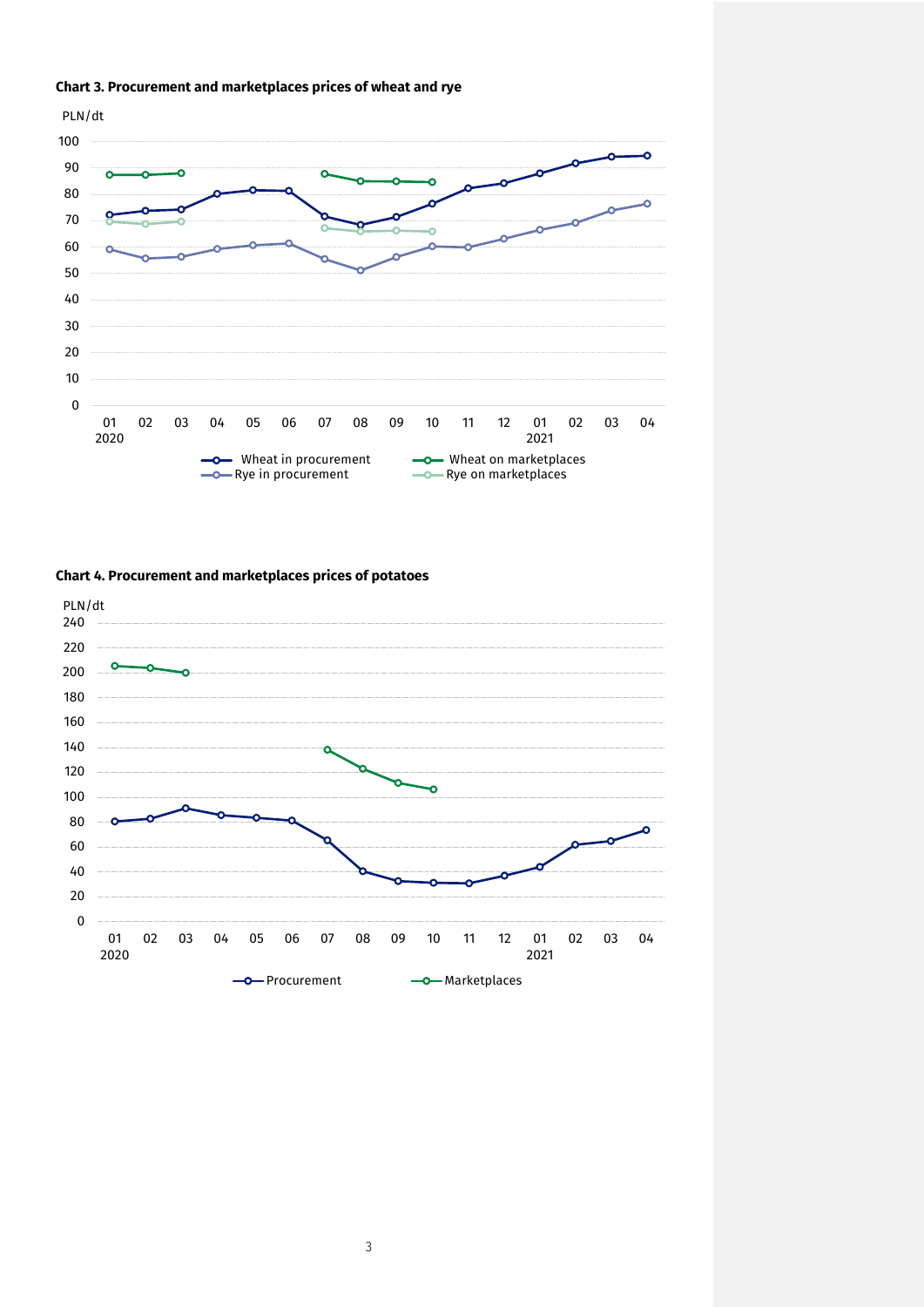**Chart 3. Procurement and marketplaces prices of wheat and rye**

**Chart 4. Procurement and marketplaces prices of potatoes**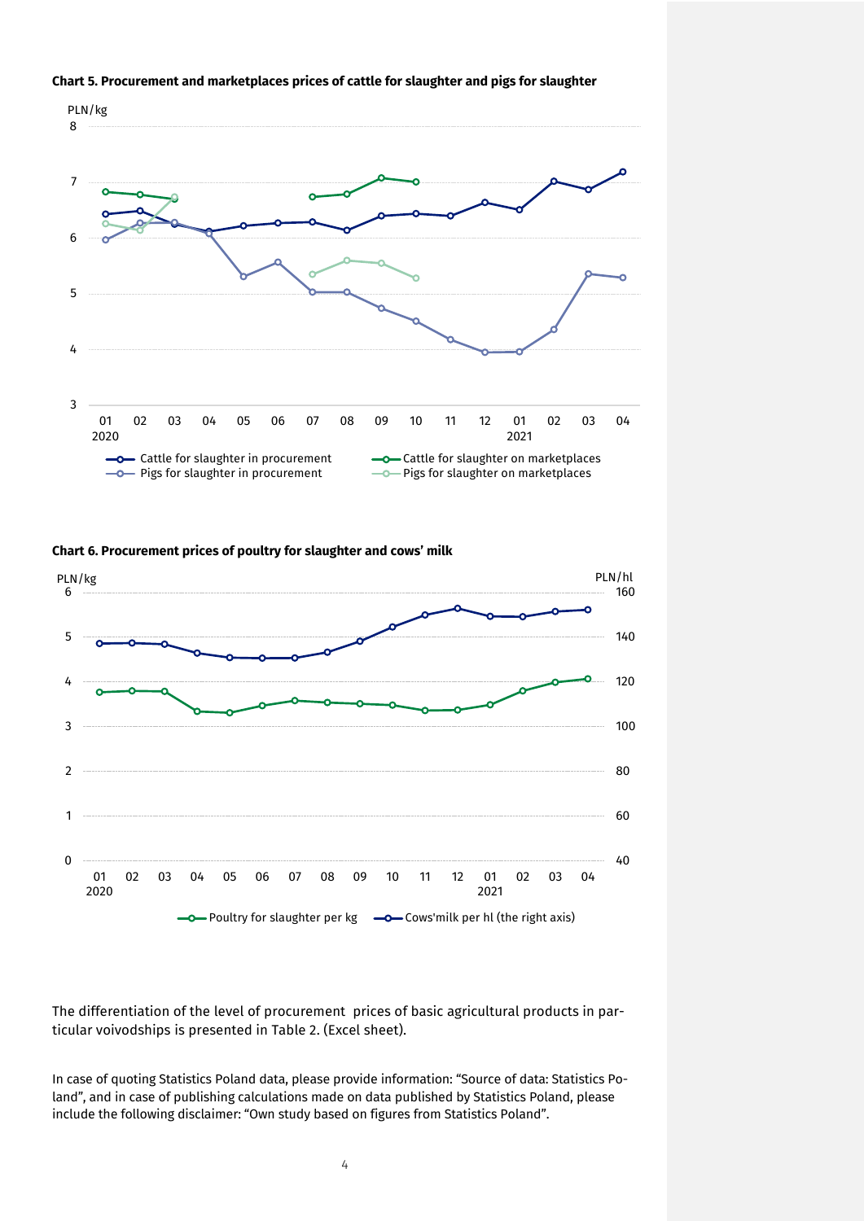**Chart 5. Procurement and marketplaces prices of cattle for slaughter and pigs for slaughter**

**Chart 6. Procurement prices of poultry for slaughter and cows' milk**

The differentiation of the level of procurement prices of basic agricultural products in particular voivodships is presented in Table 2. (Excel sheet).

In case of quoting Statistics Poland data, please provide information: "Source of data: Statistics Poland", and in case of publishing calculations made on data published by Statistics Poland, please include the following disclaimer: "Own study based on figures from Statistics Poland".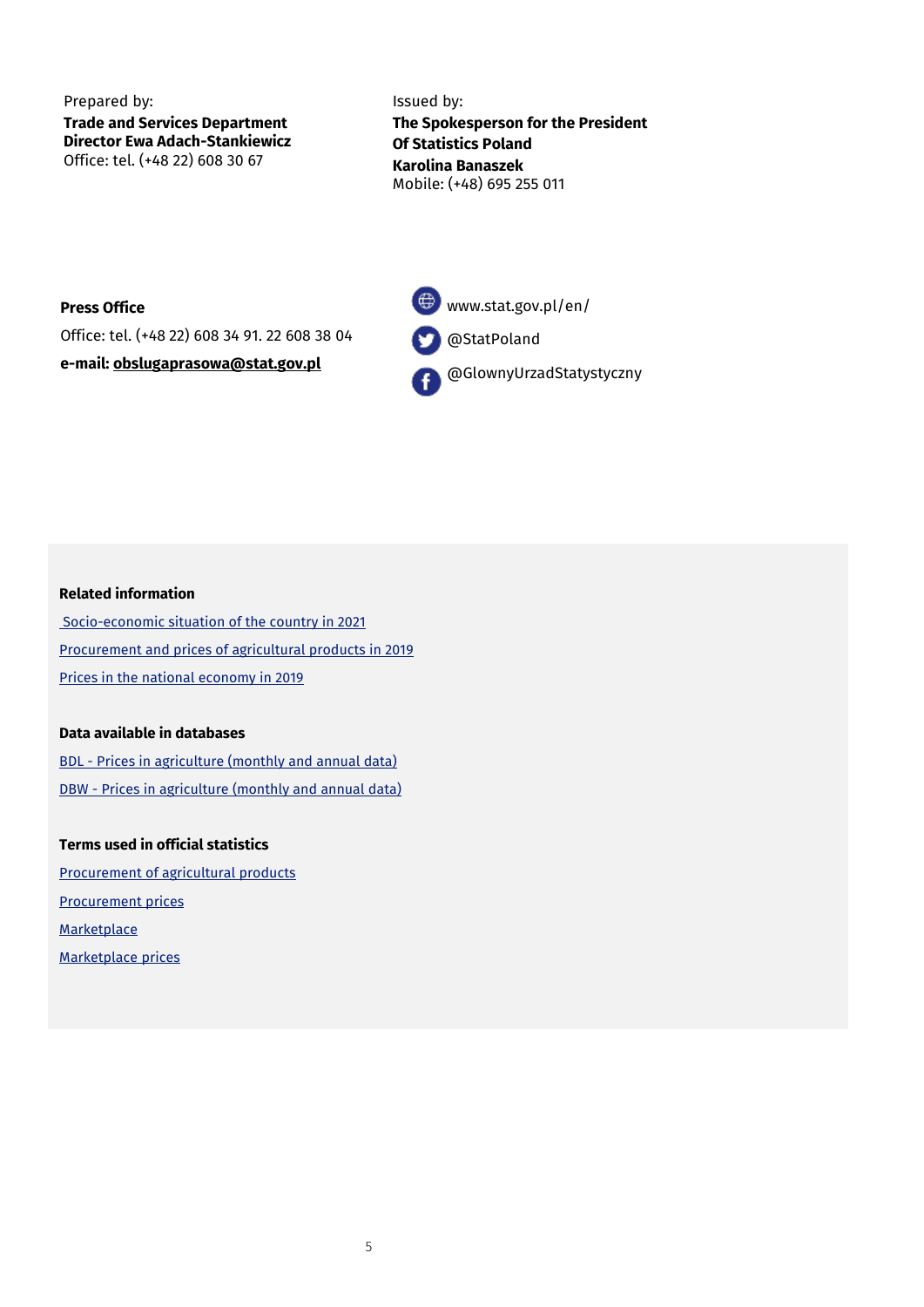Prepared by:
**Trade and Services Department**
**Director Ewa Adach-Stankiewicz**
Office: tel. (+48 22) 608 30 67

Issued by:
**The Spokesperson for the President Of Statistics Poland**
**Karolina Banaszek**
Mobile: (+48) 695 255 011

**Press Office**

Office: tel. (+48 22) 608 34 91. 22 608 38 04

**e-mail: obslugaprasowa@stat.gov.pl**

www.stat.gov.pl/en/

@StatPoland

@GlownyUrzadStatystyczny

**Related information**

Socio-economic situation of the country in 2021

Procurement and prices of agricultural products in 2019

Prices in the national economy in 2019

**Data available in databases**

BDL - Prices in agriculture (monthly and annual data)

DBW - Prices in agriculture (monthly and annual data)

**Terms used in official statistics**

Procurement of agricultural products

Procurement prices

Marketplace

Marketplace prices